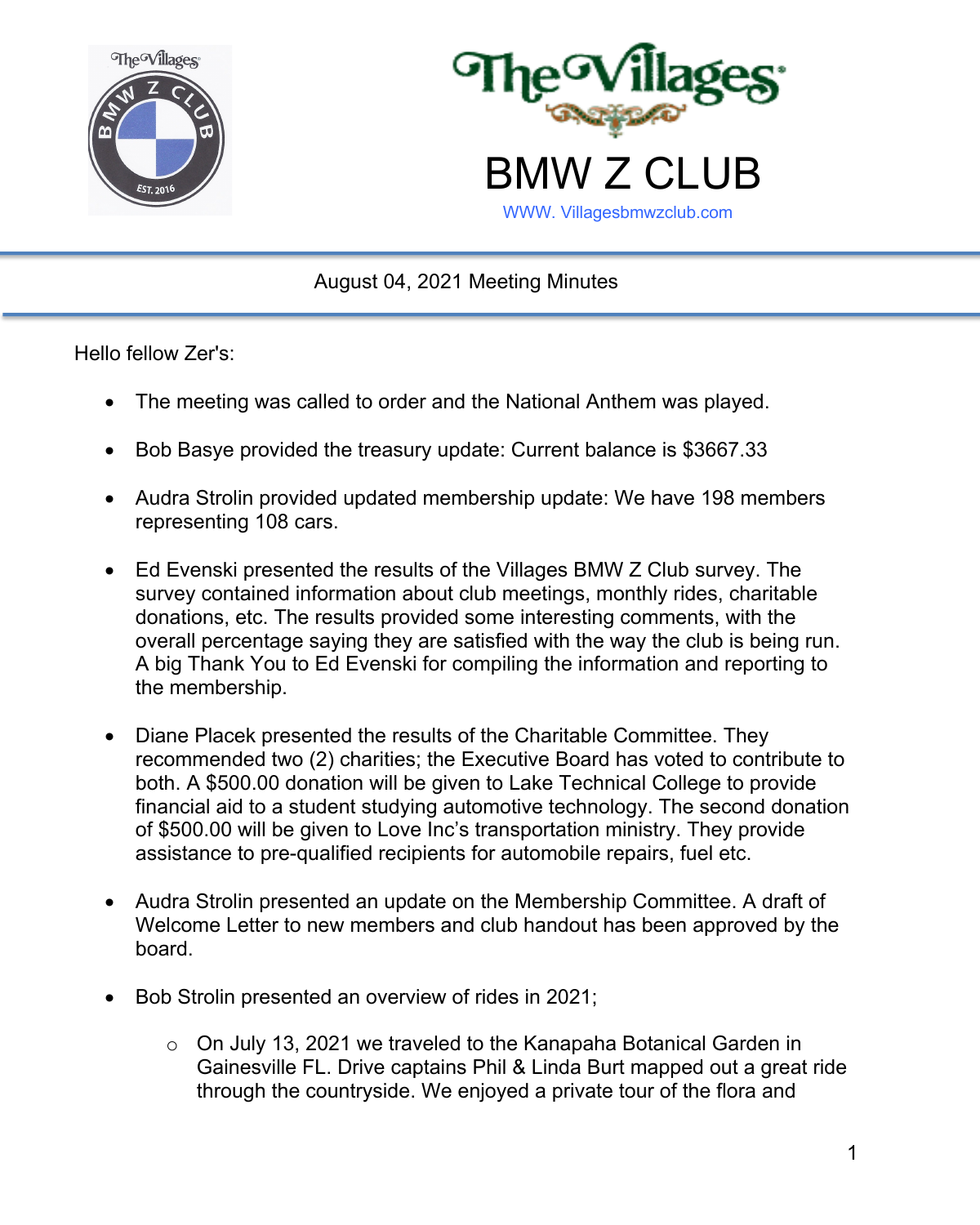# The Villages BMW Z CLUB

WWW. Villagesbmwzclub.com

## August 04, 2021 Meeting Minutes

Hello fellow Zer's:

- The meeting was called to order and the National Anthem was played.
- Bob Basye provided the treasury update: Current balance is $3667.33
- Audra Strolin provided updated membership update: We have 198 members representing 108 cars.
- Ed Evenski presented the results of the Villages BMW Z Club survey. The survey contained information about club meetings, monthly rides, charitable donations, etc. The results provided some interesting comments, with the overall percentage saying they are satisfied with the way the club is being run. A big Thank You to Ed Evenski for compiling the information and reporting to the membership.
- Diane Placek presented the results of the Charitable Committee. They recommended two (2) charities; the Executive Board has voted to contribute to both. A $500.00 donation will be given to Lake Technical College to provide financial aid to a student studying automotive technology. The second donation of $500.00 will be given to Love Inc's transportation ministry. They provide assistance to pre-qualified recipients for automobile repairs, fuel etc.
- Audra Strolin presented an update on the Membership Committee. A draft of Welcome Letter to new members and club handout has been approved by the board.
- Bob Strolin presented an overview of rides in 2021;
  - On July 13, 2021 we traveled to the Kanapaha Botanical Garden in Gainesville FL. Drive captains Phil & Linda Burt mapped out a great ride through the countryside. We enjoyed a private tour of the flora and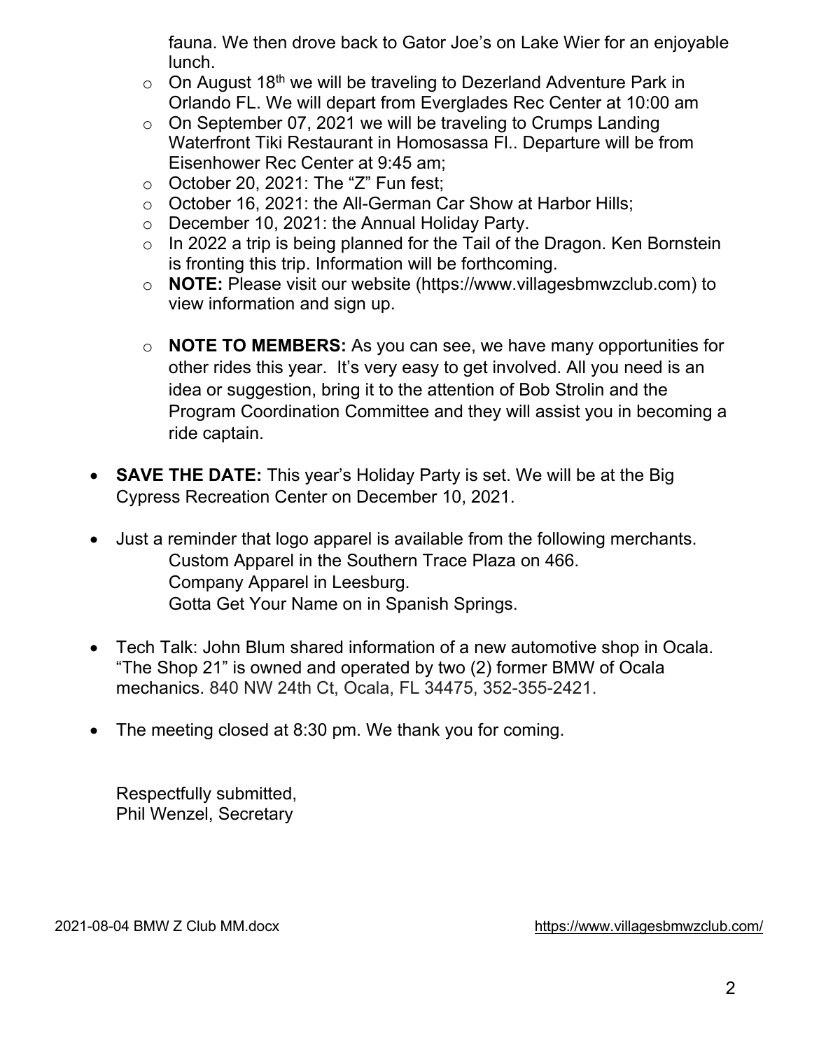fauna. We then drove back to Gator Joe's on Lake Wier for an enjoyable lunch.

  - On August 18th we will be traveling to Dezerland Adventure Park in Orlando FL. We will depart from Everglades Rec Center at 10:00 am
  - On September 07, 2021 we will be traveling to Crumps Landing Waterfront Tiki Restaurant in Homosassa Fl.. Departure will be from Eisenhower Rec Center at 9:45 am;
  - October 20, 2021: The "Z" Fun fest;
  - October 16, 2021: the All-German Car Show at Harbor Hills;
  - December 10, 2021: the Annual Holiday Party.
  - In 2022 a trip is being planned for the Tail of the Dragon. Ken Bornstein is fronting this trip. Information will be forthcoming.
  - **NOTE:** Please visit our website (https://www.villagesbmwzclub.com) to view information and sign up.
  - **NOTE TO MEMBERS:** As you can see, we have many opportunities for other rides this year. It's very easy to get involved. All you need is an idea or suggestion, bring it to the attention of Bob Strolin and the Program Coordination Committee and they will assist you in becoming a ride captain.

- **SAVE THE DATE:** This year's Holiday Party is set. We will be at the Big Cypress Recreation Center on December 10, 2021.

- Just a reminder that logo apparel is available from the following merchants.
  Custom Apparel in the Southern Trace Plaza on 466.
  Company Apparel in Leesburg.
  Gotta Get Your Name on in Spanish Springs.

- Tech Talk: John Blum shared information of a new automotive shop in Ocala. "The Shop 21" is owned and operated by two (2) former BMW of Ocala mechanics. 840 NW 24th Ct, Ocala, FL 34475, 352-355-2421.

- The meeting closed at 8:30 pm. We thank you for coming.

Respectfully submitted,
Phil Wenzel, Secretary

2021-08-04 BMW Z Club MM.docx https://www.villagesbmwzclub.com/